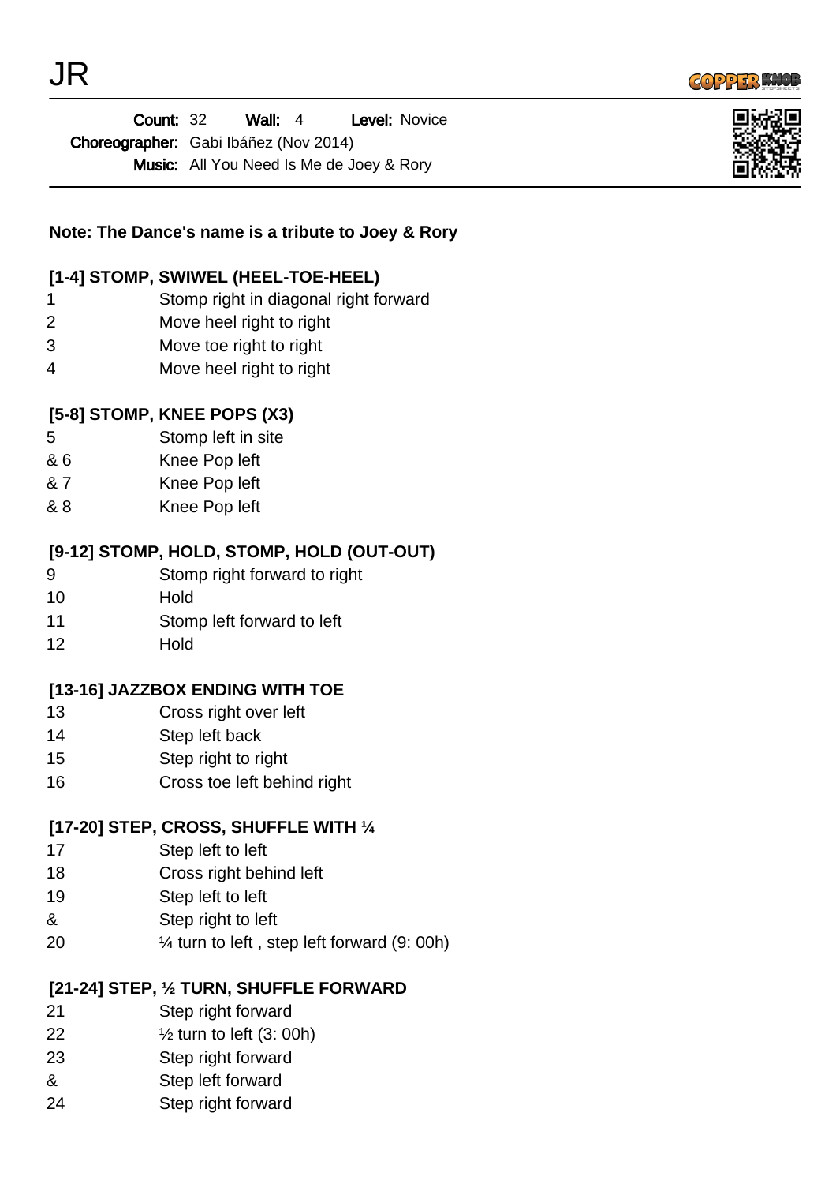# JR

**Count:** 32 **Wall:** 4 **Level:** Novice
**Choreographer:** Gabi Ibáñez (Nov 2014)
**Music:** All You Need Is Me de Joey & Rory

**Note: The Dance's name is a tribute to Joey & Rory**

**[1-4] STOMP, SWIWEL (HEEL-TOE-HEEL)**

| | |
|---|---|
| 1 | Stomp right in diagonal right forward |
| 2 | Move heel right to right |
| 3 | Move toe right to right |
| 4 | Move heel right to right |

**[5-8] STOMP, KNEE POPS (X3)**

| | |
|---|---|
| 5 | Stomp left in site |
| & 6 | Knee Pop left |
| & 7 | Knee Pop left |
| & 8 | Knee Pop left |

**[9-12] STOMP, HOLD, STOMP, HOLD (OUT-OUT)**

| | |
|---|---|
| 9 | Stomp right forward to right |
| 10 | Hold |
| 11 | Stomp left forward to left |
| 12 | Hold |

**[13-16] JAZZBOX ENDING WITH TOE**

| | |
|---|---|
| 13 | Cross right over left |
| 14 | Step left back |
| 15 | Step right to right |
| 16 | Cross toe left behind right |

**[17-20] STEP, CROSS, SHUFFLE WITH ¼**

| | |
|---|---|
| 17 | Step left to left |
| 18 | Cross right behind left |
| 19 | Step left to left |
| & | Step right to left |
| 20 | ¼ turn to left , step left forward (9: 00h) |

**[21-24] STEP, ½ TURN, SHUFFLE FORWARD**

| | |
|---|---|
| 21 | Step right forward |
| 22 | ½ turn to left (3: 00h) |
| 23 | Step right forward |
| & | Step left forward |
| 24 | Step right forward |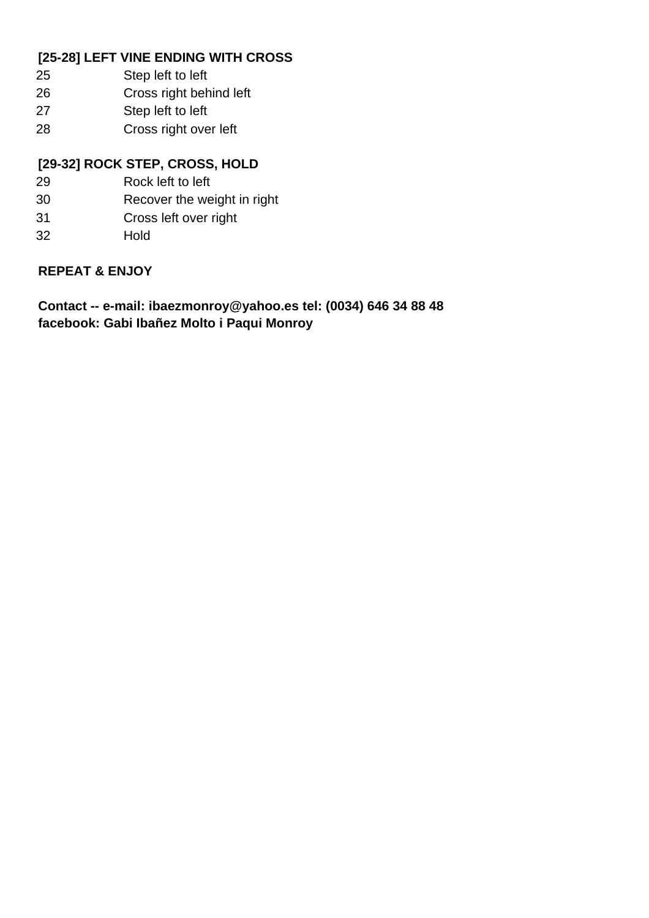**[25-28] LEFT VINE ENDING WITH CROSS**

| | |
|---|---|
| 25 | Step left to left |
| 26 | Cross right behind left |
| 27 | Step left to left |
| 28 | Cross right over left |

**[29-32] ROCK STEP, CROSS, HOLD**

| | |
|---|---|
| 29 | Rock left to left |
| 30 | Recover the weight in right |
| 31 | Cross left over right |
| 32 | Hold |

**REPEAT & ENJOY**

**Contact -- e-mail: ibaezmonroy@yahoo.es tel: (0034) 646 34 88 48**
**facebook: Gabi Ibañez Molto i Paqui Monroy**